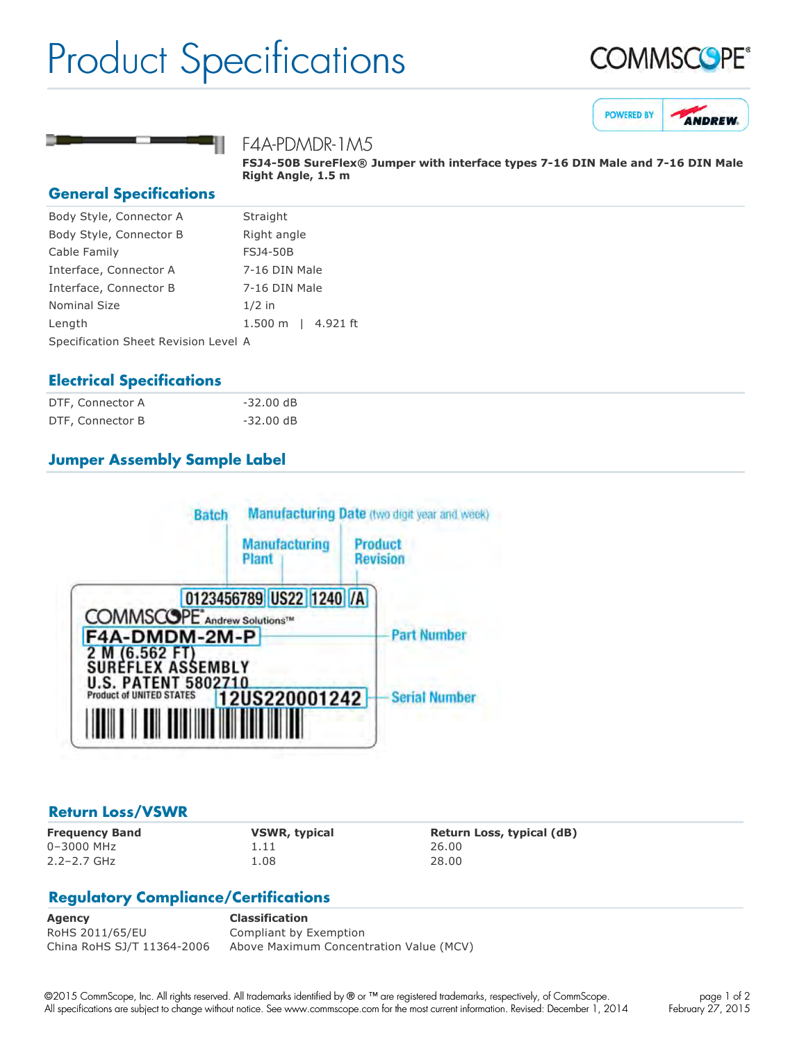# Product Specifications

COMMSCOPE®

POWERED BY ANDREW

## F4A-PDMDR-1M5

**FSJ4-50B SureFlex® Jumper with interface types 7-16 DIN Male and 7-16 DIN Male Right Angle, 1.5 m**

## General Specifications

| | |
|---|---|
| Body Style, Connector A | Straight |
| Body Style, Connector B | Right angle |
| Cable Family | FSJ4-50B |
| Interface, Connector A | 7-16 DIN Male |
| Interface, Connector B | 7-16 DIN Male |
| Nominal Size | 1/2 in |
| Length | 1.500 m \| 4.921 ft |
| Specification Sheet Revision Level | A |

## Electrical Specifications

| | |
|---|---|
| DTF, Connector A | -32.00 dB |
| DTF, Connector B | -32.00 dB |

## Jumper Assembly Sample Label

Batch — Manufacturing Date (two digit year and week) — Manufacturing Plant — Product Revision

0123456789 US22 1240 /A

COMMSCOPE® Andrew Solutions™

F4A-DMDM-2M-P — Part Number

2 M (6.562 FT)
SUREFLEX ASSEMBLY
U.S. PATENT 5802710
Product of UNITED STATES

12US220001242 — Serial Number

## Return Loss/VSWR

| Frequency Band | VSWR, typical | Return Loss, typical (dB) |
|---|---|---|
| 0–3000 MHz | 1.11 | 26.00 |
| 2.2–2.7 GHz | 1.08 | 28.00 |

## Regulatory Compliance/Certifications

| Agency | Classification |
|---|---|
| RoHS 2011/65/EU | Compliant by Exemption |
| China RoHS SJ/T 11364-2006 | Above Maximum Concentration Value (MCV) |

©2015 CommScope, Inc. All rights reserved. All trademarks identified by ® or ™ are registered trademarks, respectively, of CommScope.
All specifications are subject to change without notice. See www.commscope.com for the most current information. Revised: December 1, 2014

February 27, 2015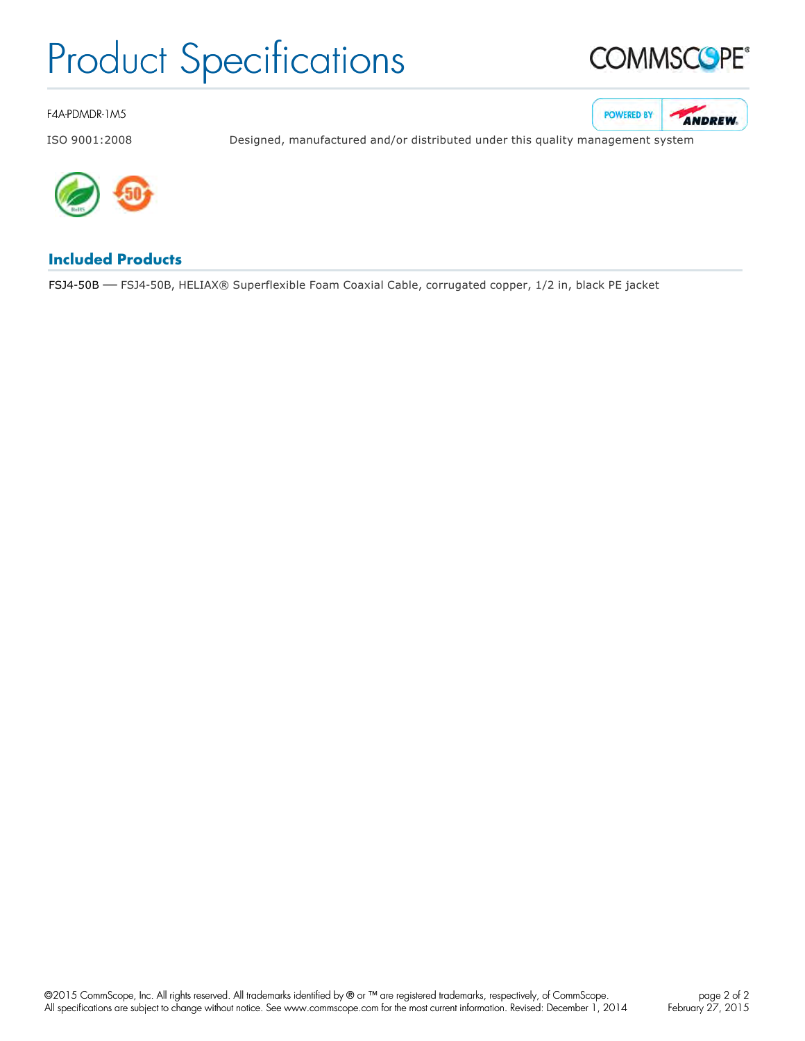F4A-PDMDR-1M5

ISO 9001:2008 Designed, manufactured and/or distributed under this quality management system

## Included Products

FSJ4-50B — FSJ4-50B, HELIAX® Superflexible Foam Coaxial Cable, corrugated copper, 1/2 in, black PE jacket

©2015 CommScope, Inc. All rights reserved. All trademarks identified by ® or ™ are registered trademarks, respectively, of CommScope.
All specifications are subject to change without notice. See www.commscope.com for the most current information. Revised: December 1, 2014